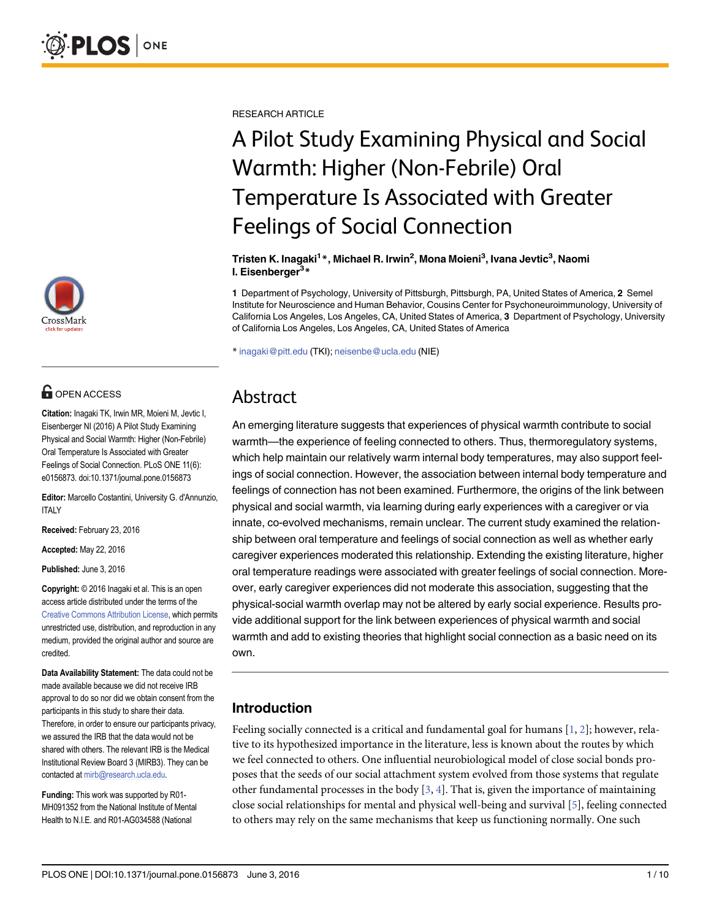RESEARCH ARTICLE

# A Pilot Study Examining Physical and Social Warmth: Higher (Non-Febrile) Oral Temperature Is Associated with Greater Feelings of Social Connection

**Tristen K. Inagaki[1]\*, Michael R. Irwin[2], Mona Moieni[3], Ivana Jevtic[3], Naomi I. Eisenberger[3]\***

**1** Department of Psychology, University of Pittsburgh, Pittsburgh, PA, United States of America, **2** Semel Institute for Neuroscience and Human Behavior, Cousins Center for Psychoneuroimmunology, University of California Los Angeles, Los Angeles, CA, United States of America, **3** Department of Psychology, University of California Los Angeles, Los Angeles, CA, United States of America

\* inagaki@pitt.edu (TKI); neisenbe@ucla.edu (NIE)

OPEN ACCESS

**Citation:** Inagaki TK, Irwin MR, Moieni M, Jevtic I, Eisenberger NI (2016) A Pilot Study Examining Physical and Social Warmth: Higher (Non-Febrile) Oral Temperature Is Associated with Greater Feelings of Social Connection. PLoS ONE 11(6): e0156873. doi:10.1371/journal.pone.0156873

**Editor:** Marcello Costantini, University G. d'Annunzio, ITALY

**Received:** February 23, 2016

**Accepted:** May 22, 2016

**Published:** June 3, 2016

**Copyright:** © 2016 Inagaki et al. This is an open access article distributed under the terms of the Creative Commons Attribution License, which permits unrestricted use, distribution, and reproduction in any medium, provided the original author and source are credited.

**Data Availability Statement:** The data could not be made available because we did not receive IRB approval to do so nor did we obtain consent from the participants in this study to share their data. Therefore, in order to ensure our participants privacy, we assured the IRB that the data would not be shared with others. The relevant IRB is the Medical Institutional Review Board 3 (MIRB3). They can be contacted at mirb@research.ucla.edu.

**Funding:** This work was supported by R01-MH091352 from the National Institute of Mental Health to N.I.E. and R01-AG034588 (National

## Abstract

An emerging literature suggests that experiences of physical warmth contribute to social warmth—the experience of feeling connected to others. Thus, thermoregulatory systems, which help maintain our relatively warm internal body temperatures, may also support feelings of social connection. However, the association between internal body temperature and feelings of connection has not been examined. Furthermore, the origins of the link between physical and social warmth, via learning during early experiences with a caregiver or via innate, co-evolved mechanisms, remain unclear. The current study examined the relationship between oral temperature and feelings of social connection as well as whether early caregiver experiences moderated this relationship. Extending the existing literature, higher oral temperature readings were associated with greater feelings of social connection. Moreover, early caregiver experiences did not moderate this association, suggesting that the physical-social warmth overlap may not be altered by early social experience. Results provide additional support for the link between experiences of physical warmth and social warmth and add to existing theories that highlight social connection as a basic need on its own.

## Introduction

Feeling socially connected is a critical and fundamental goal for humans [1, 2]; however, relative to its hypothesized importance in the literature, less is known about the routes by which we feel connected to others. One influential neurobiological model of close social bonds proposes that the seeds of our social attachment system evolved from those systems that regulate other fundamental processes in the body [3, 4]. That is, given the importance of maintaining close social relationships for mental and physical well-being and survival [5], feeling connected to others may rely on the same mechanisms that keep us functioning normally. One such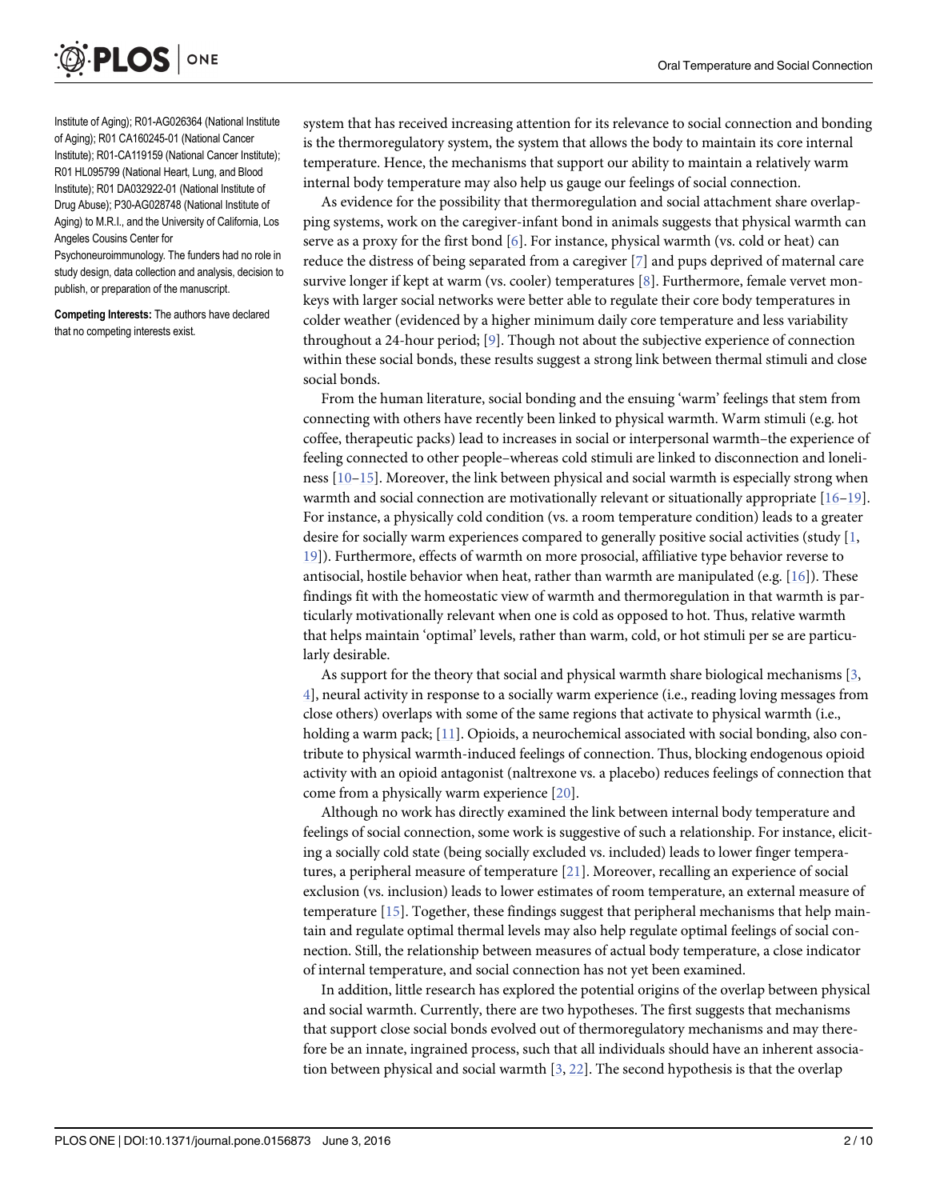Institute of Aging); R01-AG026364 (National Institute of Aging); R01 CA160245-01 (National Cancer Institute); R01-CA119159 (National Cancer Institute); R01 HL095799 (National Heart, Lung, and Blood Institute); R01 DA032922-01 (National Institute of Drug Abuse); P30-AG028748 (National Institute of Aging) to M.R.I., and the University of California, Los Angeles Cousins Center for Psychoneuroimmunology. The funders had no role in study design, data collection and analysis, decision to publish, or preparation of the manuscript.

**Competing Interests:** The authors have declared that no competing interests exist.

system that has received increasing attention for its relevance to social connection and bonding is the thermoregulatory system, the system that allows the body to maintain its core internal temperature. Hence, the mechanisms that support our ability to maintain a relatively warm internal body temperature may also help us gauge our feelings of social connection.

As evidence for the possibility that thermoregulation and social attachment share overlapping systems, work on the caregiver-infant bond in animals suggests that physical warmth can serve as a proxy for the first bond [6]. For instance, physical warmth (vs. cold or heat) can reduce the distress of being separated from a caregiver [7] and pups deprived of maternal care survive longer if kept at warm (vs. cooler) temperatures [8]. Furthermore, female vervet monkeys with larger social networks were better able to regulate their core body temperatures in colder weather (evidenced by a higher minimum daily core temperature and less variability throughout a 24-hour period; [9]. Though not about the subjective experience of connection within these social bonds, these results suggest a strong link between thermal stimuli and close social bonds.

From the human literature, social bonding and the ensuing 'warm' feelings that stem from connecting with others have recently been linked to physical warmth. Warm stimuli (e.g. hot coffee, therapeutic packs) lead to increases in social or interpersonal warmth–the experience of feeling connected to other people–whereas cold stimuli are linked to disconnection and loneliness [10–15]. Moreover, the link between physical and social warmth is especially strong when warmth and social connection are motivationally relevant or situationally appropriate [16–19]. For instance, a physically cold condition (vs. a room temperature condition) leads to a greater desire for socially warm experiences compared to generally positive social activities (study [1, 19]). Furthermore, effects of warmth on more prosocial, affiliative type behavior reverse to antisocial, hostile behavior when heat, rather than warmth are manipulated (e.g. [16]). These findings fit with the homeostatic view of warmth and thermoregulation in that warmth is particularly motivationally relevant when one is cold as opposed to hot. Thus, relative warmth that helps maintain 'optimal' levels, rather than warm, cold, or hot stimuli per se are particularly desirable.

As support for the theory that social and physical warmth share biological mechanisms [3, 4], neural activity in response to a socially warm experience (i.e., reading loving messages from close others) overlaps with some of the same regions that activate to physical warmth (i.e., holding a warm pack; [11]. Opioids, a neurochemical associated with social bonding, also contribute to physical warmth-induced feelings of connection. Thus, blocking endogenous opioid activity with an opioid antagonist (naltrexone vs. a placebo) reduces feelings of connection that come from a physically warm experience [20].

Although no work has directly examined the link between internal body temperature and feelings of social connection, some work is suggestive of such a relationship. For instance, eliciting a socially cold state (being socially excluded vs. included) leads to lower finger temperatures, a peripheral measure of temperature [21]. Moreover, recalling an experience of social exclusion (vs. inclusion) leads to lower estimates of room temperature, an external measure of temperature [15]. Together, these findings suggest that peripheral mechanisms that help maintain and regulate optimal thermal levels may also help regulate optimal feelings of social connection. Still, the relationship between measures of actual body temperature, a close indicator of internal temperature, and social connection has not yet been examined.

In addition, little research has explored the potential origins of the overlap between physical and social warmth. Currently, there are two hypotheses. The first suggests that mechanisms that support close social bonds evolved out of thermoregulatory mechanisms and may therefore be an innate, ingrained process, such that all individuals should have an inherent association between physical and social warmth [3, 22]. The second hypothesis is that the overlap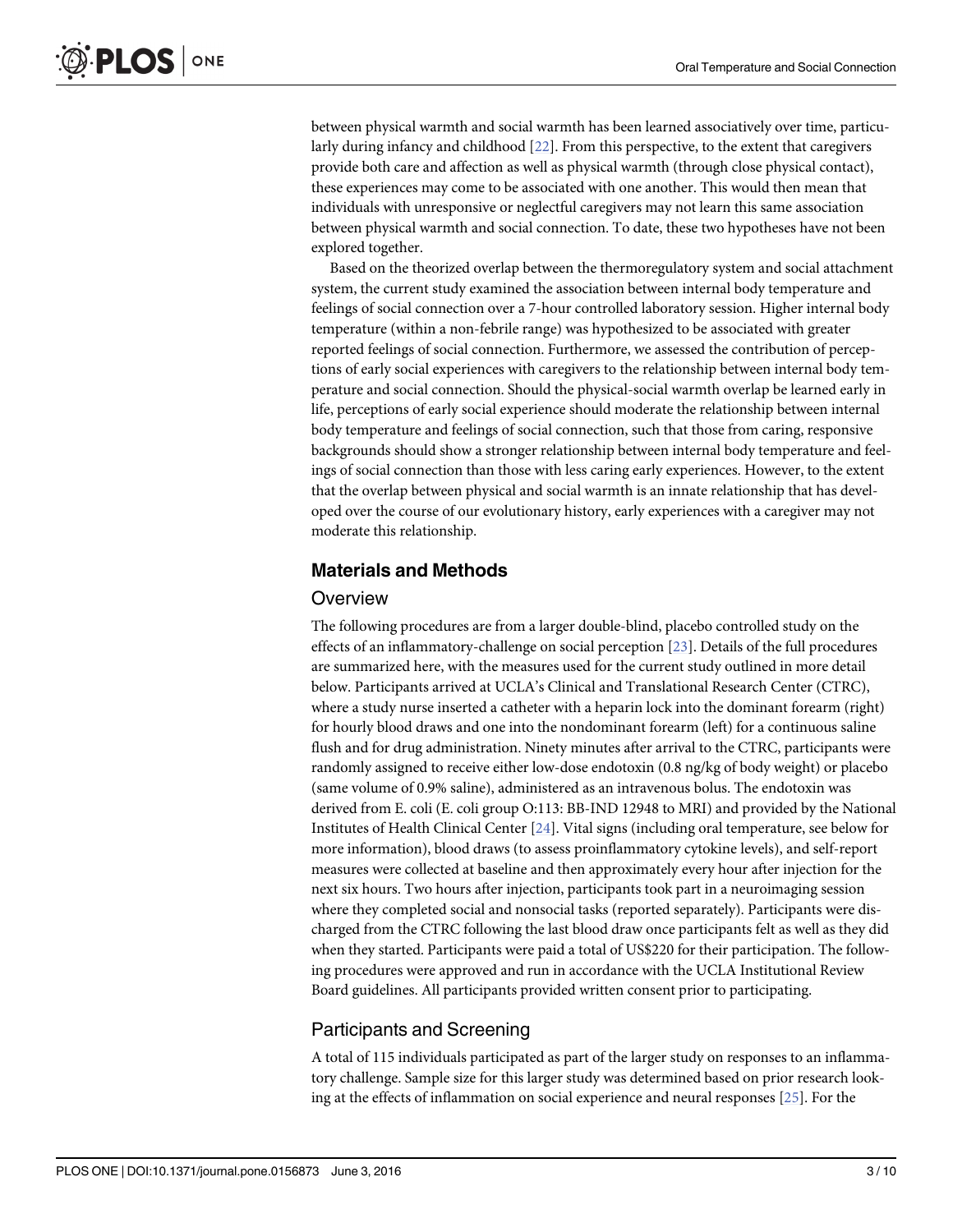between physical warmth and social warmth has been learned associatively over time, particularly during infancy and childhood [22]. From this perspective, to the extent that caregivers provide both care and affection as well as physical warmth (through close physical contact), these experiences may come to be associated with one another. This would then mean that individuals with unresponsive or neglectful caregivers may not learn this same association between physical warmth and social connection. To date, these two hypotheses have not been explored together.

Based on the theorized overlap between the thermoregulatory system and social attachment system, the current study examined the association between internal body temperature and feelings of social connection over a 7-hour controlled laboratory session. Higher internal body temperature (within a non-febrile range) was hypothesized to be associated with greater reported feelings of social connection. Furthermore, we assessed the contribution of perceptions of early social experiences with caregivers to the relationship between internal body temperature and social connection. Should the physical-social warmth overlap be learned early in life, perceptions of early social experience should moderate the relationship between internal body temperature and feelings of social connection, such that those from caring, responsive backgrounds should show a stronger relationship between internal body temperature and feelings of social connection than those with less caring early experiences. However, to the extent that the overlap between physical and social warmth is an innate relationship that has developed over the course of our evolutionary history, early experiences with a caregiver may not moderate this relationship.

## Materials and Methods

### Overview

The following procedures are from a larger double-blind, placebo controlled study on the effects of an inflammatory-challenge on social perception [23]. Details of the full procedures are summarized here, with the measures used for the current study outlined in more detail below. Participants arrived at UCLA's Clinical and Translational Research Center (CTRC), where a study nurse inserted a catheter with a heparin lock into the dominant forearm (right) for hourly blood draws and one into the nondominant forearm (left) for a continuous saline flush and for drug administration. Ninety minutes after arrival to the CTRC, participants were randomly assigned to receive either low-dose endotoxin (0.8 ng/kg of body weight) or placebo (same volume of 0.9% saline), administered as an intravenous bolus. The endotoxin was derived from E. coli (E. coli group O:113: BB-IND 12948 to MRI) and provided by the National Institutes of Health Clinical Center [24]. Vital signs (including oral temperature, see below for more information), blood draws (to assess proinflammatory cytokine levels), and self-report measures were collected at baseline and then approximately every hour after injection for the next six hours. Two hours after injection, participants took part in a neuroimaging session where they completed social and nonsocial tasks (reported separately). Participants were discharged from the CTRC following the last blood draw once participants felt as well as they did when they started. Participants were paid a total of US$220 for their participation. The following procedures were approved and run in accordance with the UCLA Institutional Review Board guidelines. All participants provided written consent prior to participating.

### Participants and Screening

A total of 115 individuals participated as part of the larger study on responses to an inflammatory challenge. Sample size for this larger study was determined based on prior research looking at the effects of inflammation on social experience and neural responses [25]. For the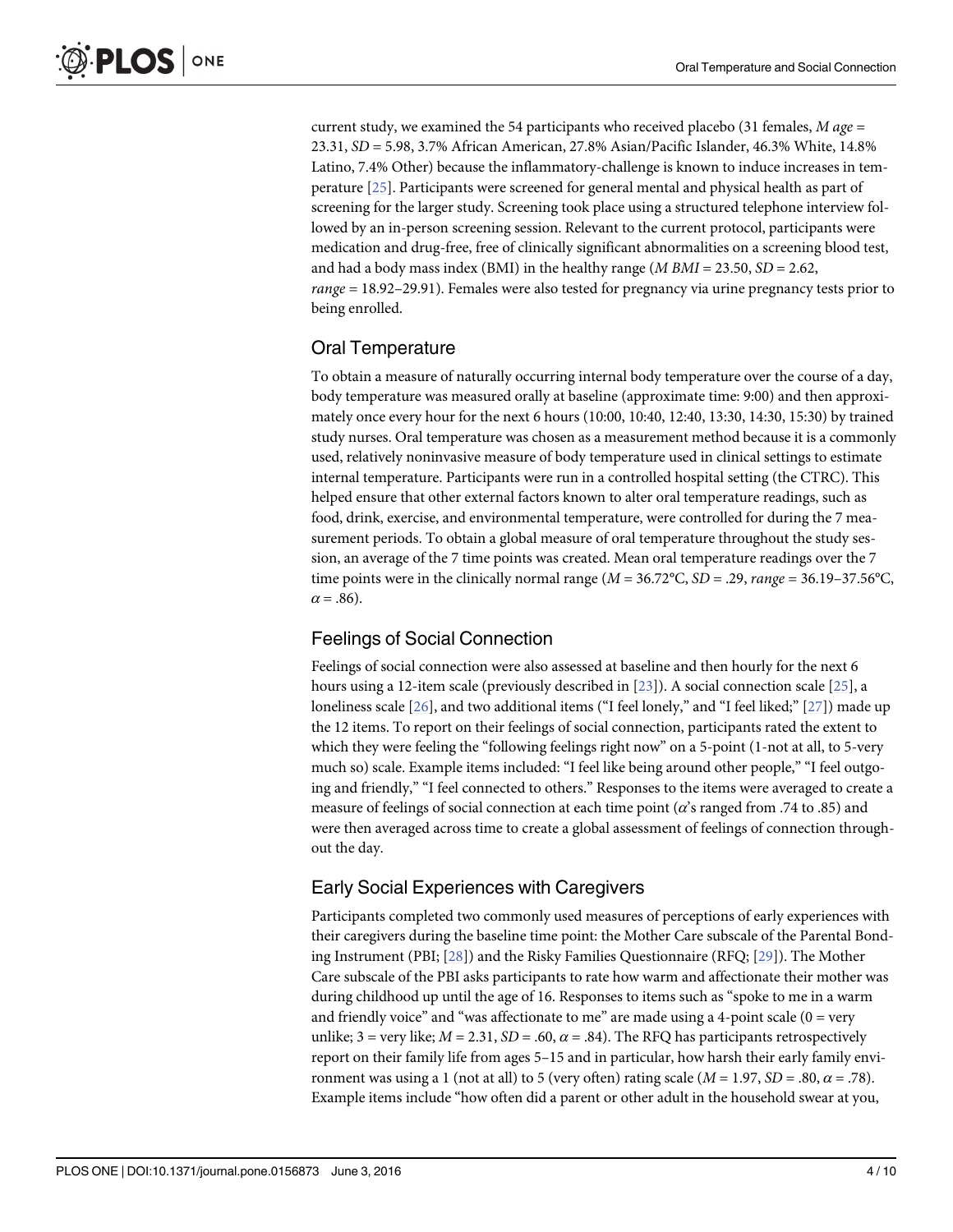current study, we examined the 54 participants who received placebo (31 females, *M age* = 23.31, *SD* = 5.98, 3.7% African American, 27.8% Asian/Pacific Islander, 46.3% White, 14.8% Latino, 7.4% Other) because the inflammatory-challenge is known to induce increases in temperature [25]. Participants were screened for general mental and physical health as part of screening for the larger study. Screening took place using a structured telephone interview followed by an in-person screening session. Relevant to the current protocol, participants were medication and drug-free, free of clinically significant abnormalities on a screening blood test, and had a body mass index (BMI) in the healthy range (*M BMI* = 23.50, *SD* = 2.62, *range* = 18.92–29.91). Females were also tested for pregnancy via urine pregnancy tests prior to being enrolled.

## Oral Temperature

To obtain a measure of naturally occurring internal body temperature over the course of a day, body temperature was measured orally at baseline (approximate time: 9:00) and then approximately once every hour for the next 6 hours (10:00, 10:40, 12:40, 13:30, 14:30, 15:30) by trained study nurses. Oral temperature was chosen as a measurement method because it is a commonly used, relatively noninvasive measure of body temperature used in clinical settings to estimate internal temperature. Participants were run in a controlled hospital setting (the CTRC). This helped ensure that other external factors known to alter oral temperature readings, such as food, drink, exercise, and environmental temperature, were controlled for during the 7 measurement periods. To obtain a global measure of oral temperature throughout the study session, an average of the 7 time points was created. Mean oral temperature readings over the 7 time points were in the clinically normal range ($M$ = 36.72°C, $SD$ = .29, *range* = 36.19–37.56°C, $\alpha$ = .86).

## Feelings of Social Connection

Feelings of social connection were also assessed at baseline and then hourly for the next 6 hours using a 12-item scale (previously described in [23]). A social connection scale [25], a loneliness scale [26], and two additional items ("I feel lonely," and "I feel liked;" [27]) made up the 12 items. To report on their feelings of social connection, participants rated the extent to which they were feeling the "following feelings right now" on a 5-point (1-not at all, to 5-very much so) scale. Example items included: "I feel like being around other people," "I feel outgoing and friendly," "I feel connected to others." Responses to the items were averaged to create a measure of feelings of social connection at each time point ($\alpha$'s ranged from .74 to .85) and were then averaged across time to create a global assessment of feelings of connection throughout the day.

## Early Social Experiences with Caregivers

Participants completed two commonly used measures of perceptions of early experiences with their caregivers during the baseline time point: the Mother Care subscale of the Parental Bonding Instrument (PBI; [28]) and the Risky Families Questionnaire (RFQ; [29]). The Mother Care subscale of the PBI asks participants to rate how warm and affectionate their mother was during childhood up until the age of 16. Responses to items such as "spoke to me in a warm and friendly voice" and "was affectionate to me" are made using a 4-point scale (0 = very unlike; 3 = very like; $M$ = 2.31, $SD$ = .60, $\alpha$ = .84). The RFQ has participants retrospectively report on their family life from ages 5–15 and in particular, how harsh their early family environment was using a 1 (not at all) to 5 (very often) rating scale ($M$ = 1.97, $SD$ = .80, $\alpha$ = .78). Example items include "how often did a parent or other adult in the household swear at you,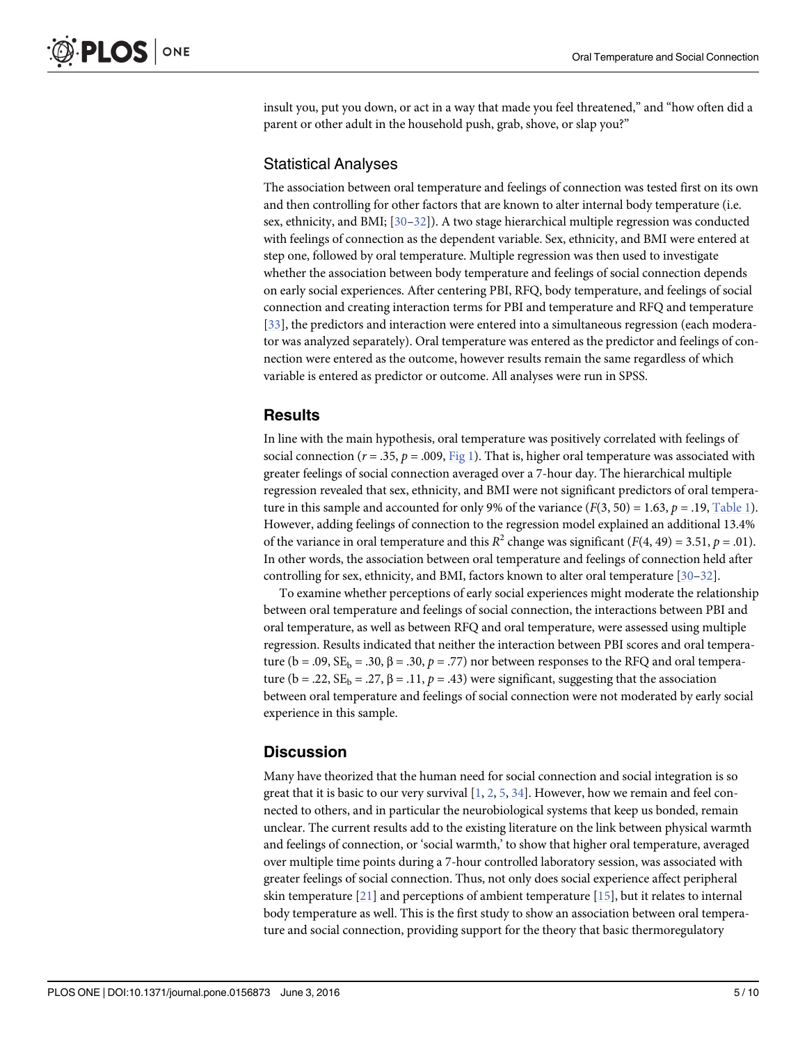insult you, put you down, or act in a way that made you feel threatened," and "how often did a parent or other adult in the household push, grab, shove, or slap you?"

### Statistical Analyses

The association between oral temperature and feelings of connection was tested first on its own and then controlling for other factors that are known to alter internal body temperature (i.e. sex, ethnicity, and BMI; [30–32]). A two stage hierarchical multiple regression was conducted with feelings of connection as the dependent variable. Sex, ethnicity, and BMI were entered at step one, followed by oral temperature. Multiple regression was then used to investigate whether the association between body temperature and feelings of social connection depends on early social experiences. After centering PBI, RFQ, body temperature, and feelings of social connection and creating interaction terms for PBI and temperature and RFQ and temperature [33], the predictors and interaction were entered into a simultaneous regression (each moderator was analyzed separately). Oral temperature was entered as the predictor and feelings of connection were entered as the outcome, however results remain the same regardless of which variable is entered as predictor or outcome. All analyses were run in SPSS.

## Results

In line with the main hypothesis, oral temperature was positively correlated with feelings of social connection ($r = .35$, $p = .009$, Fig 1). That is, higher oral temperature was associated with greater feelings of social connection averaged over a 7-hour day. The hierarchical multiple regression revealed that sex, ethnicity, and BMI were not significant predictors of oral temperature in this sample and accounted for only 9% of the variance ($F(3, 50) = 1.63$, $p = .19$, Table 1). However, adding feelings of connection to the regression model explained an additional 13.4% of the variance in oral temperature and this $R^2$ change was significant ($F(4, 49) = 3.51$, $p = .01$). In other words, the association between oral temperature and feelings of connection held after controlling for sex, ethnicity, and BMI, factors known to alter oral temperature [30–32].

To examine whether perceptions of early social experiences might moderate the relationship between oral temperature and feelings of social connection, the interactions between PBI and oral temperature, as well as between RFQ and oral temperature, were assessed using multiple regression. Results indicated that neither the interaction between PBI scores and oral temperature ($b = .09$, $SE_b = .30$, $\beta = .30$, $p = .77$) nor between responses to the RFQ and oral temperature ($b = .22$, $SE_b = .27$, $\beta = .11$, $p = .43$) were significant, suggesting that the association between oral temperature and feelings of social connection were not moderated by early social experience in this sample.

## Discussion

Many have theorized that the human need for social connection and social integration is so great that it is basic to our very survival [1, 2, 5, 34]. However, how we remain and feel connected to others, and in particular the neurobiological systems that keep us bonded, remain unclear. The current results add to the existing literature on the link between physical warmth and feelings of connection, or 'social warmth,' to show that higher oral temperature, averaged over multiple time points during a 7-hour controlled laboratory session, was associated with greater feelings of social connection. Thus, not only does social experience affect peripheral skin temperature [21] and perceptions of ambient temperature [15], but it relates to internal body temperature as well. This is the first study to show an association between oral temperature and social connection, providing support for the theory that basic thermoregulatory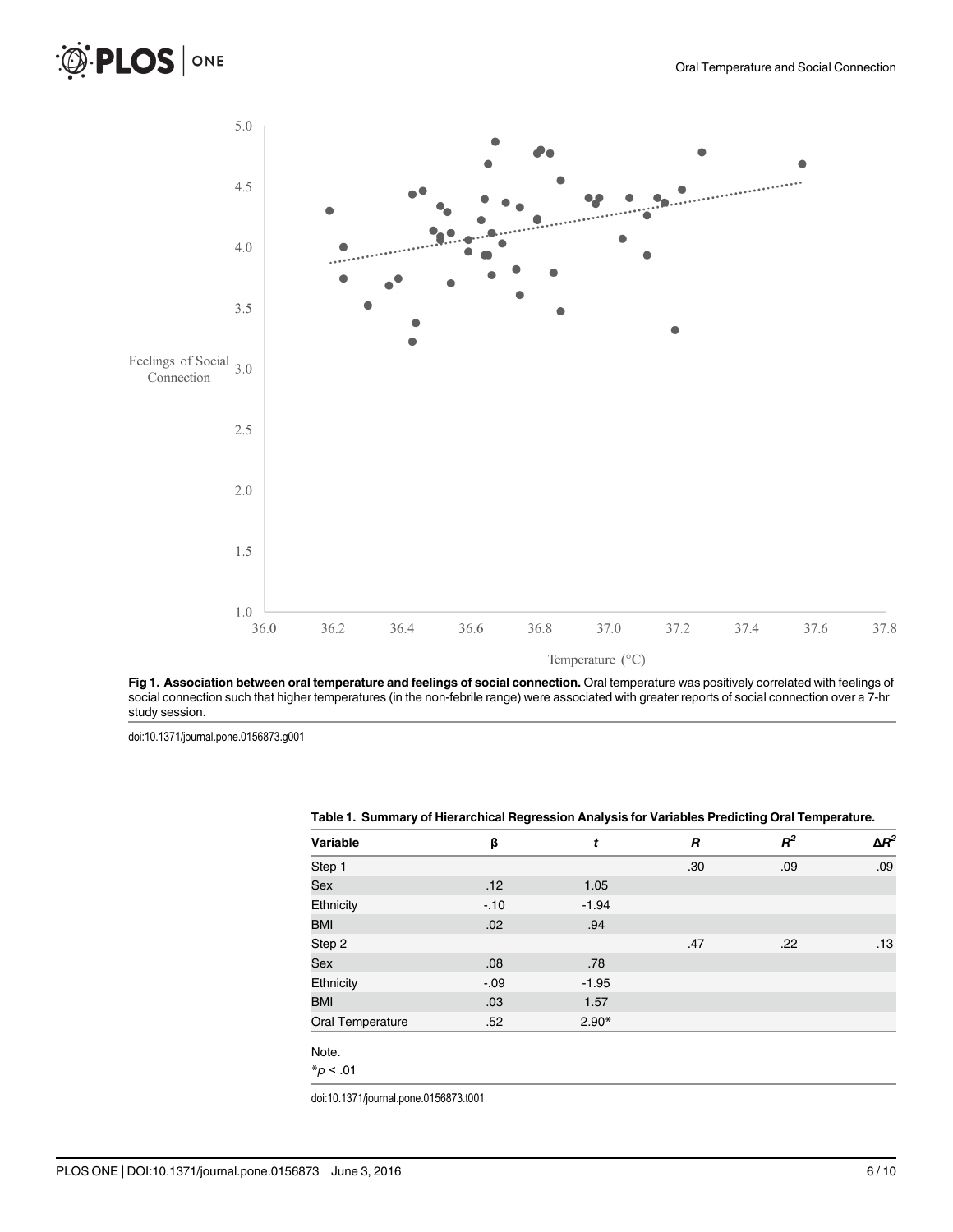**Fig 1. Association between oral temperature and feelings of social connection.** Oral temperature was positively correlated with feelings of social connection such that higher temperatures (in the non-febrile range) were associated with greater reports of social connection over a 7-hr study session.

doi:10.1371/journal.pone.0156873.g001

**Table 1. Summary of Hierarchical Regression Analysis for Variables Predicting Oral Temperature.**

| Variable | β | *t* | *R* | $R^2$ | $\Delta R^2$ |
|---|---|---|---|---|---|
| Step 1 | | | .30 | .09 | .09 |
| Sex | .12 | 1.05 | | | |
| Ethnicity | -.10 | -1.94 | | | |
| BMI | .02 | .94 | | | |
| Step 2 | | | .47 | .22 | .13 |
| Sex | .08 | .78 | | | |
| Ethnicity | -.09 | -1.95 | | | |
| BMI | .03 | 1.57 | | | |
| Oral Temperature | .52 | 2.90* | | | |

Note.

*$p < .01$

doi:10.1371/journal.pone.0156873.t001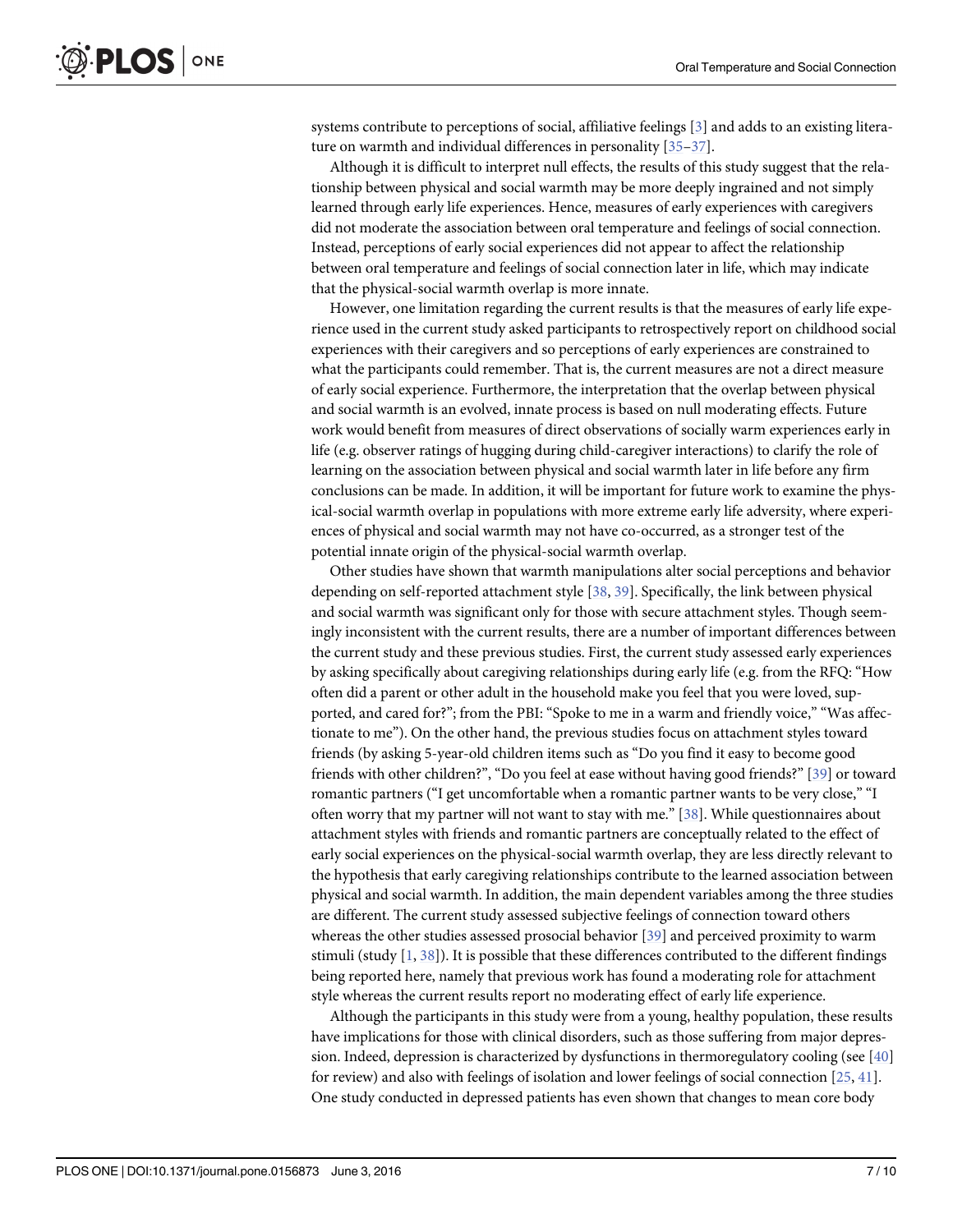systems contribute to perceptions of social, affiliative feelings [3] and adds to an existing literature on warmth and individual differences in personality [35–37].

Although it is difficult to interpret null effects, the results of this study suggest that the relationship between physical and social warmth may be more deeply ingrained and not simply learned through early life experiences. Hence, measures of early experiences with caregivers did not moderate the association between oral temperature and feelings of social connection. Instead, perceptions of early social experiences did not appear to affect the relationship between oral temperature and feelings of social connection later in life, which may indicate that the physical-social warmth overlap is more innate.

However, one limitation regarding the current results is that the measures of early life experience used in the current study asked participants to retrospectively report on childhood social experiences with their caregivers and so perceptions of early experiences are constrained to what the participants could remember. That is, the current measures are not a direct measure of early social experience. Furthermore, the interpretation that the overlap between physical and social warmth is an evolved, innate process is based on null moderating effects. Future work would benefit from measures of direct observations of socially warm experiences early in life (e.g. observer ratings of hugging during child-caregiver interactions) to clarify the role of learning on the association between physical and social warmth later in life before any firm conclusions can be made. In addition, it will be important for future work to examine the physical-social warmth overlap in populations with more extreme early life adversity, where experiences of physical and social warmth may not have co-occurred, as a stronger test of the potential innate origin of the physical-social warmth overlap.

Other studies have shown that warmth manipulations alter social perceptions and behavior depending on self-reported attachment style [38, 39]. Specifically, the link between physical and social warmth was significant only for those with secure attachment styles. Though seemingly inconsistent with the current results, there are a number of important differences between the current study and these previous studies. First, the current study assessed early experiences by asking specifically about caregiving relationships during early life (e.g. from the RFQ: "How often did a parent or other adult in the household make you feel that you were loved, supported, and cared for?"; from the PBI: "Spoke to me in a warm and friendly voice," "Was affectionate to me"). On the other hand, the previous studies focus on attachment styles toward friends (by asking 5-year-old children items such as "Do you find it easy to become good friends with other children?", "Do you feel at ease without having good friends?" [39] or toward romantic partners ("I get uncomfortable when a romantic partner wants to be very close," "I often worry that my partner will not want to stay with me." [38]. While questionnaires about attachment styles with friends and romantic partners are conceptually related to the effect of early social experiences on the physical-social warmth overlap, they are less directly relevant to the hypothesis that early caregiving relationships contribute to the learned association between physical and social warmth. In addition, the main dependent variables among the three studies are different. The current study assessed subjective feelings of connection toward others whereas the other studies assessed prosocial behavior [39] and perceived proximity to warm stimuli (study [1, 38]). It is possible that these differences contributed to the different findings being reported here, namely that previous work has found a moderating role for attachment style whereas the current results report no moderating effect of early life experience.

Although the participants in this study were from a young, healthy population, these results have implications for those with clinical disorders, such as those suffering from major depression. Indeed, depression is characterized by dysfunctions in thermoregulatory cooling (see [40] for review) and also with feelings of isolation and lower feelings of social connection [25, 41]. One study conducted in depressed patients has even shown that changes to mean core body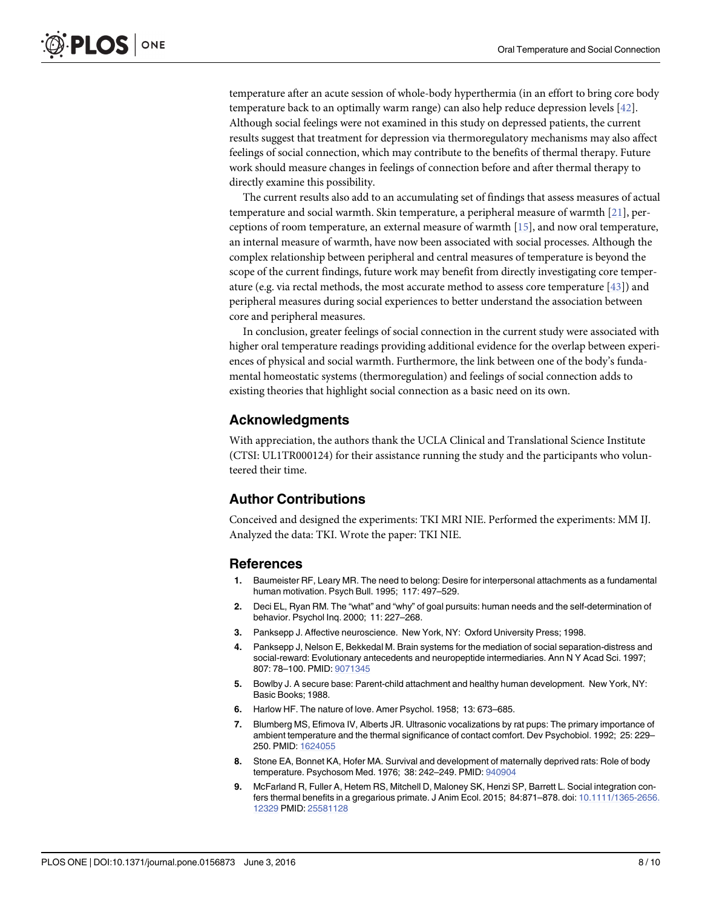temperature after an acute session of whole-body hyperthermia (in an effort to bring core body temperature back to an optimally warm range) can also help reduce depression levels [42]. Although social feelings were not examined in this study on depressed patients, the current results suggest that treatment for depression via thermoregulatory mechanisms may also affect feelings of social connection, which may contribute to the benefits of thermal therapy. Future work should measure changes in feelings of connection before and after thermal therapy to directly examine this possibility.

The current results also add to an accumulating set of findings that assess measures of actual temperature and social warmth. Skin temperature, a peripheral measure of warmth [21], perceptions of room temperature, an external measure of warmth [15], and now oral temperature, an internal measure of warmth, have now been associated with social processes. Although the complex relationship between peripheral and central measures of temperature is beyond the scope of the current findings, future work may benefit from directly investigating core temperature (e.g. via rectal methods, the most accurate method to assess core temperature [43]) and peripheral measures during social experiences to better understand the association between core and peripheral measures.

In conclusion, greater feelings of social connection in the current study were associated with higher oral temperature readings providing additional evidence for the overlap between experiences of physical and social warmth. Furthermore, the link between one of the body's fundamental homeostatic systems (thermoregulation) and feelings of social connection adds to existing theories that highlight social connection as a basic need on its own.

## Acknowledgments

With appreciation, the authors thank the UCLA Clinical and Translational Science Institute (CTSI: UL1TR000124) for their assistance running the study and the participants who volunteered their time.

## Author Contributions

Conceived and designed the experiments: TKI MRI NIE. Performed the experiments: MM IJ. Analyzed the data: TKI. Wrote the paper: TKI NIE.

## References

1. Baumeister RF, Leary MR. The need to belong: Desire for interpersonal attachments as a fundamental human motivation. Psych Bull. 1995; 117: 497–529.
2. Deci EL, Ryan RM. The "what" and "why" of goal pursuits: human needs and the self-determination of behavior. Psychol Inq. 2000; 11: 227–268.
3. Panksepp J. Affective neuroscience. New York, NY: Oxford University Press; 1998.
4. Panksepp J, Nelson E, Bekkedal M. Brain systems for the mediation of social separation-distress and social-reward: Evolutionary antecedents and neuropeptide intermediaries. Ann N Y Acad Sci. 1997; 807: 78–100. PMID: 9071345
5. Bowlby J. A secure base: Parent-child attachment and healthy human development. New York, NY: Basic Books; 1988.
6. Harlow HF. The nature of love. Amer Psychol. 1958; 13: 673–685.
7. Blumberg MS, Efimova IV, Alberts JR. Ultrasonic vocalizations by rat pups: The primary importance of ambient temperature and the thermal significance of contact comfort. Dev Psychobiol. 1992; 25: 229–250. PMID: 1624055
8. Stone EA, Bonnet KA, Hofer MA. Survival and development of maternally deprived rats: Role of body temperature. Psychosom Med. 1976; 38: 242–249. PMID: 940904
9. McFarland R, Fuller A, Hetem RS, Mitchell D, Maloney SK, Henzi SP, Barrett L. Social integration confers thermal benefits in a gregarious primate. J Anim Ecol. 2015; 84:871–878. doi: 10.1111/1365-2656.12329 PMID: 25581128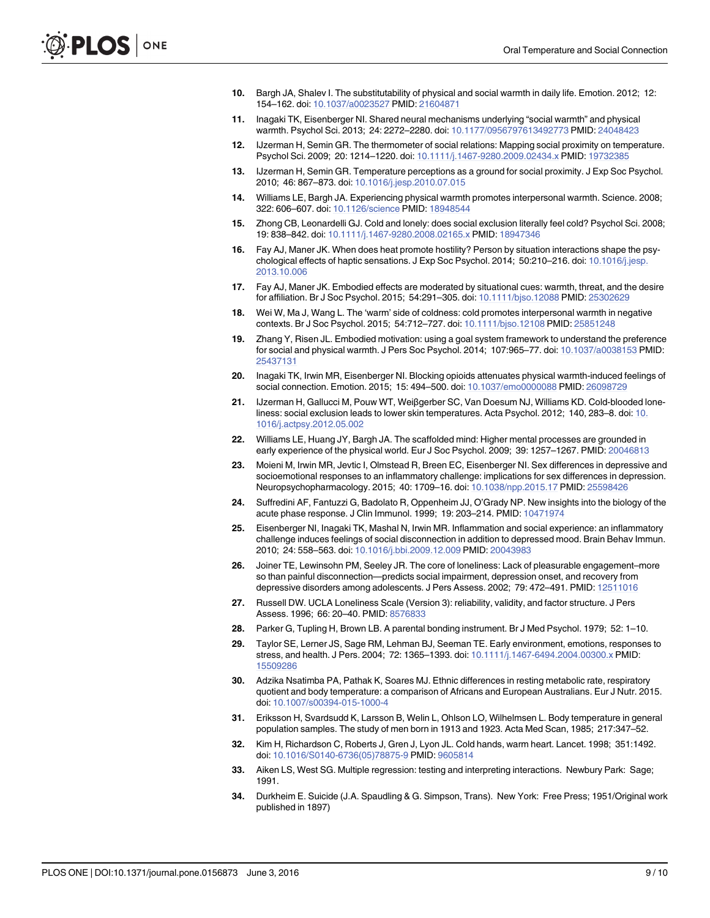10. Bargh JA, Shalev I. The substitutability of physical and social warmth in daily life. Emotion. 2012; 12: 154–162. doi: 10.1037/a0023527 PMID: 21604871

11. Inagaki TK, Eisenberger NI. Shared neural mechanisms underlying "social warmth" and physical warmth. Psychol Sci. 2013; 24: 2272–2280. doi: 10.1177/0956797613492773 PMID: 24048423

12. IJzerman H, Semin GR. The thermometer of social relations: Mapping social proximity on temperature. Psychol Sci. 2009; 20: 1214–1220. doi: 10.1111/j.1467-9280.2009.02434.x PMID: 19732385

13. IJzerman H, Semin GR. Temperature perceptions as a ground for social proximity. J Exp Soc Psychol. 2010; 46: 867–873. doi: 10.1016/j.jesp.2010.07.015

14. Williams LE, Bargh JA. Experiencing physical warmth promotes interpersonal warmth. Science. 2008; 322: 606–607. doi: 10.1126/science PMID: 18948544

15. Zhong CB, Leonardelli GJ. Cold and lonely: does social exclusion literally feel cold? Psychol Sci. 2008; 19: 838–842. doi: 10.1111/j.1467-9280.2008.02165.x PMID: 18947346

16. Fay AJ, Maner JK. When does heat promote hostility? Person by situation interactions shape the psychological effects of haptic sensations. J Exp Soc Psychol. 2014; 50:210–216. doi: 10.1016/j.jesp.2013.10.006

17. Fay AJ, Maner JK. Embodied effects are moderated by situational cues: warmth, threat, and the desire for affiliation. Br J Soc Psychol. 2015; 54:291–305. doi: 10.1111/bjso.12088 PMID: 25302629

18. Wei W, Ma J, Wang L. The 'warm' side of coldness: cold promotes interpersonal warmth in negative contexts. Br J Soc Psychol. 2015; 54:712–727. doi: 10.1111/bjso.12108 PMID: 25851248

19. Zhang Y, Risen JL. Embodied motivation: using a goal system framework to understand the preference for social and physical warmth. J Pers Soc Psychol. 2014; 107:965–77. doi: 10.1037/a0038153 PMID: 25437131

20. Inagaki TK, Irwin MR, Eisenberger NI. Blocking opioids attenuates physical warmth-induced feelings of social connection. Emotion. 2015; 15: 494–500. doi: 10.1037/emo0000088 PMID: 26098729

21. IJzerman H, Gallucci M, Pouw WT, Weiβgerber SC, Van Doesum NJ, Williams KD. Cold-blooded loneliness: social exclusion leads to lower skin temperatures. Acta Psychol. 2012; 140, 283–8. doi: 10.1016/j.actpsy.2012.05.002

22. Williams LE, Huang JY, Bargh JA. The scaffolded mind: Higher mental processes are grounded in early experience of the physical world. Eur J Soc Psychol. 2009; 39: 1257–1267. PMID: 20046813

23. Moieni M, Irwin MR, Jevtic I, Olmstead R, Breen EC, Eisenberger NI. Sex differences in depressive and socioemotional responses to an inflammatory challenge: implications for sex differences in depression. Neuropsychopharmacology. 2015; 40: 1709–16. doi: 10.1038/npp.2015.17 PMID: 25598426

24. Suffredini AF, Fantuzzi G, Badolato R, Oppenheim JJ, O'Grady NP. New insights into the biology of the acute phase response. J Clin Immunol. 1999; 19: 203–214. PMID: 10471974

25. Eisenberger NI, Inagaki TK, Mashal N, Irwin MR. Inflammation and social experience: an inflammatory challenge induces feelings of social disconnection in addition to depressed mood. Brain Behav Immun. 2010; 24: 558–563. doi: 10.1016/j.bbi.2009.12.009 PMID: 20043983

26. Joiner TE, Lewinsohn PM, Seeley JR. The core of loneliness: Lack of pleasurable engagement–more so than painful disconnection—predicts social impairment, depression onset, and recovery from depressive disorders among adolescents. J Pers Assess. 2002; 79: 472–491. PMID: 12511016

27. Russell DW. UCLA Loneliness Scale (Version 3): reliability, validity, and factor structure. J Pers Assess. 1996; 66: 20–40. PMID: 8576833

28. Parker G, Tupling H, Brown LB. A parental bonding instrument. Br J Med Psychol. 1979; 52: 1–10.

29. Taylor SE, Lerner JS, Sage RM, Lehman BJ, Seeman TE. Early environment, emotions, responses to stress, and health. J Pers. 2004; 72: 1365–1393. doi: 10.1111/j.1467-6494.2004.00300.x PMID: 15509286

30. Adzika Nsatimba PA, Pathak K, Soares MJ. Ethnic differences in resting metabolic rate, respiratory quotient and body temperature: a comparison of Africans and European Australians. Eur J Nutr. 2015. doi: 10.1007/s00394-015-1000-4

31. Eriksson H, Svardsudd K, Larsson B, Welin L, Ohlson LO, Wilhelmsen L. Body temperature in general population samples. The study of men born in 1913 and 1923. Acta Med Scan, 1985; 217:347–52.

32. Kim H, Richardson C, Roberts J, Gren J, Lyon JL. Cold hands, warm heart. Lancet. 1998; 351:1492. doi: 10.1016/S0140-6736(05)78875-9 PMID: 9605814

33. Aiken LS, West SG. Multiple regression: testing and interpreting interactions. Newbury Park: Sage; 1991.

34. Durkheim E. Suicide (J.A. Spaudling & G. Simpson, Trans). New York: Free Press; 1951/Original work published in 1897)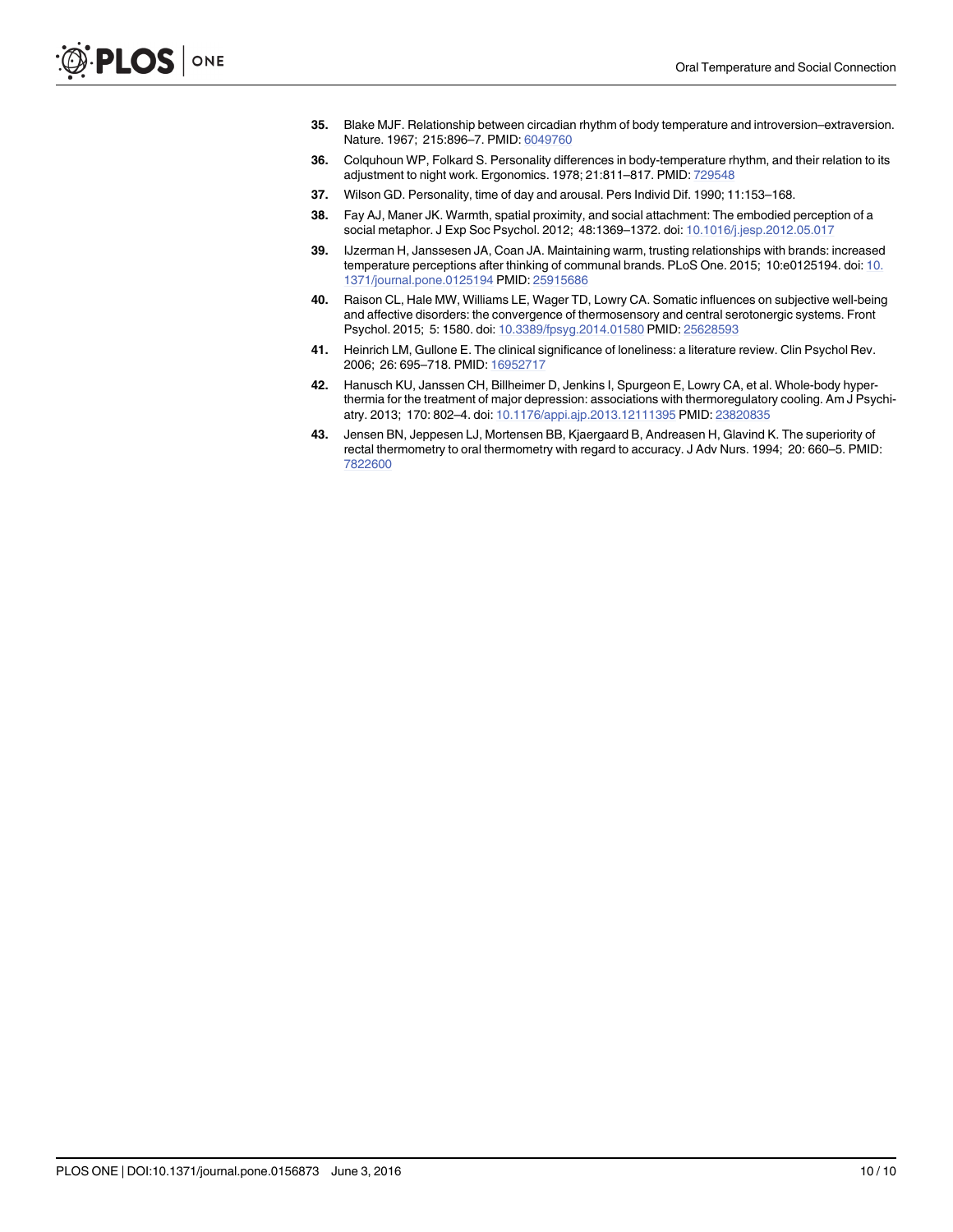35. Blake MJF. Relationship between circadian rhythm of body temperature and introversion–extraversion. Nature. 1967; 215:896–7. PMID: 6049760

36. Colquhoun WP, Folkard S. Personality differences in body-temperature rhythm, and their relation to its adjustment to night work. Ergonomics. 1978; 21:811–817. PMID: 729548

37. Wilson GD. Personality, time of day and arousal. Pers Individ Dif. 1990; 11:153–168.

38. Fay AJ, Maner JK. Warmth, spatial proximity, and social attachment: The embodied perception of a social metaphor. J Exp Soc Psychol. 2012; 48:1369–1372. doi: 10.1016/j.jesp.2012.05.017

39. IJzerman H, Janssesen JA, Coan JA. Maintaining warm, trusting relationships with brands: increased temperature perceptions after thinking of communal brands. PLoS One. 2015; 10:e0125194. doi: 10.1371/journal.pone.0125194 PMID: 25915686

40. Raison CL, Hale MW, Williams LE, Wager TD, Lowry CA. Somatic influences on subjective well-being and affective disorders: the convergence of thermosensory and central serotonergic systems. Front Psychol. 2015; 5: 1580. doi: 10.3389/fpsyg.2014.01580 PMID: 25628593

41. Heinrich LM, Gullone E. The clinical significance of loneliness: a literature review. Clin Psychol Rev. 2006; 26: 695–718. PMID: 16952717

42. Hanusch KU, Janssen CH, Billheimer D, Jenkins I, Spurgeon E, Lowry CA, et al. Whole-body hyperthermia for the treatment of major depression: associations with thermoregulatory cooling. Am J Psychiatry. 2013; 170: 802–4. doi: 10.1176/appi.ajp.2013.12111395 PMID: 23820835

43. Jensen BN, Jeppesen LJ, Mortensen BB, Kjaergaard B, Andreasen H, Glavind K. The superiority of rectal thermometry to oral thermometry with regard to accuracy. J Adv Nurs. 1994; 20: 660–5. PMID: 7822600